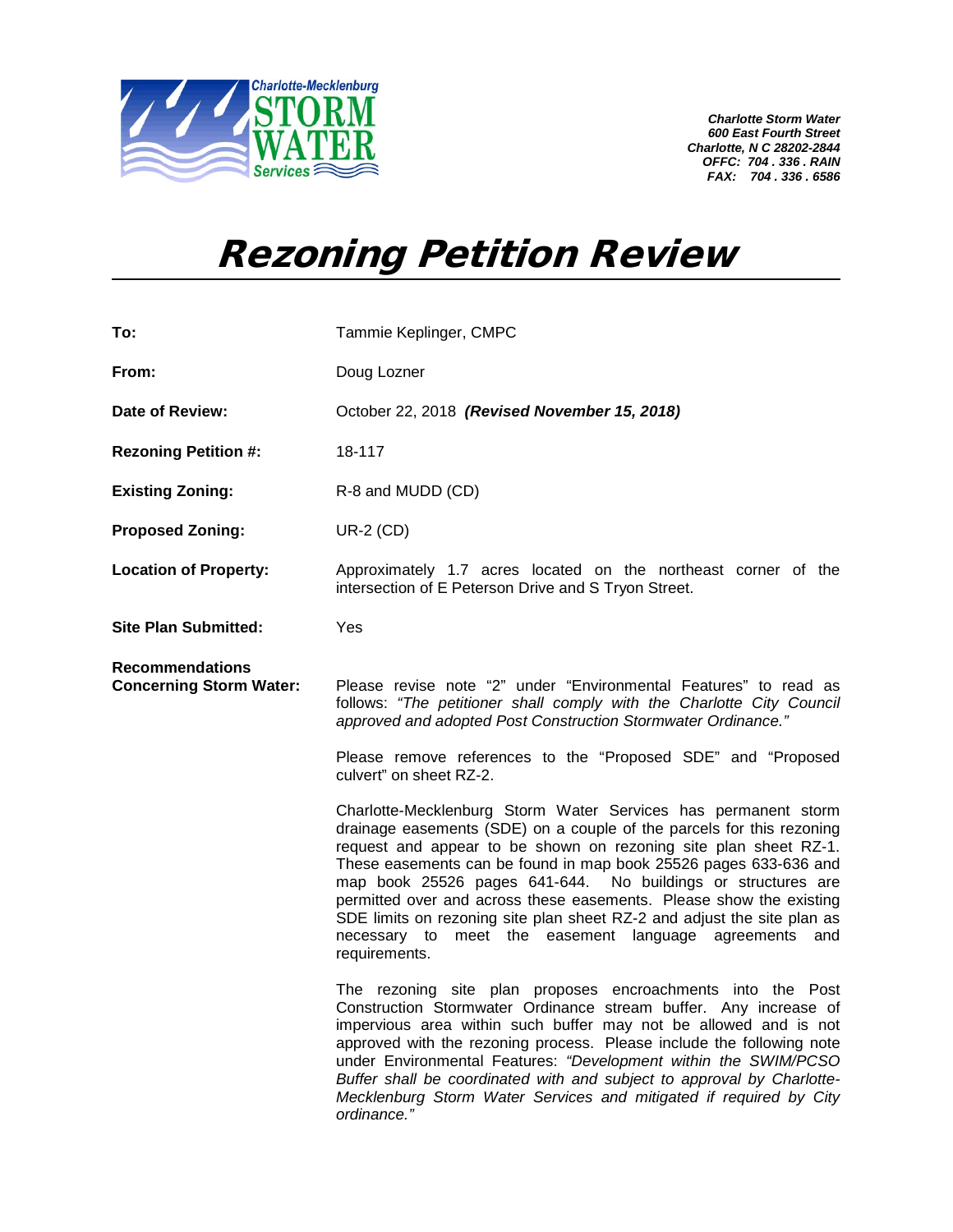Charlotte-Mecklenburg STORM WATER Services

*Charlotte Storm Water*
*600 East Fourth Street*
*Charlotte, N C 28202-2844*
*OFFC: 704 . 336 . RAIN*
*FAX: 704 . 336 . 6586*

# Rezoning Petition Review

**To:** Tammie Keplinger, CMPC

**From:** Doug Lozner

**Date of Review:** October 22, 2018 ***(Revised November 15, 2018)***

**Rezoning Petition #:** 18-117

**Existing Zoning:** R-8 and MUDD (CD)

**Proposed Zoning:** UR-2 (CD)

**Location of Property:** Approximately 1.7 acres located on the northeast corner of the intersection of E Peterson Drive and S Tryon Street.

**Site Plan Submitted:** Yes

**Recommendations Concerning Storm Water:**

Please revise note "2" under "Environmental Features" to read as follows: *"The petitioner shall comply with the Charlotte City Council approved and adopted Post Construction Stormwater Ordinance."*

Please remove references to the "Proposed SDE" and "Proposed culvert" on sheet RZ-2.

Charlotte-Mecklenburg Storm Water Services has permanent storm drainage easements (SDE) on a couple of the parcels for this rezoning request and appear to be shown on rezoning site plan sheet RZ-1. These easements can be found in map book 25526 pages 633-636 and map book 25526 pages 641-644. No buildings or structures are permitted over and across these easements. Please show the existing SDE limits on rezoning site plan sheet RZ-2 and adjust the site plan as necessary to meet the easement language agreements and requirements.

The rezoning site plan proposes encroachments into the Post Construction Stormwater Ordinance stream buffer. Any increase of impervious area within such buffer may not be allowed and is not approved with the rezoning process. Please include the following note under Environmental Features: *"Development within the SWIM/PCSO Buffer shall be coordinated with and subject to approval by Charlotte-Mecklenburg Storm Water Services and mitigated if required by City ordinance."*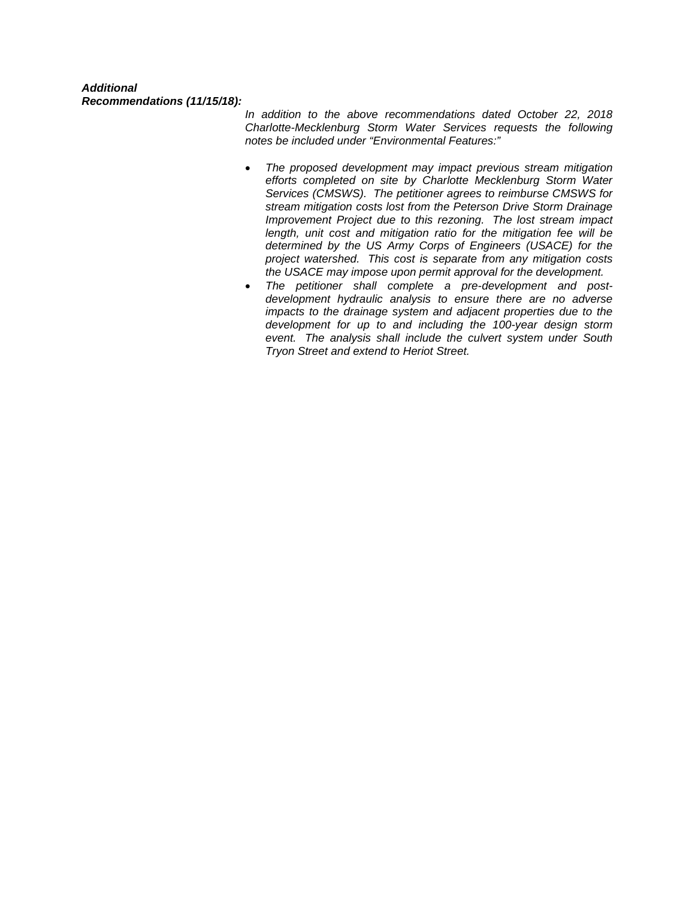***Additional Recommendations (11/15/18):***

*In addition to the above recommendations dated October 22, 2018 Charlotte-Mecklenburg Storm Water Services requests the following notes be included under “Environmental Features:”*

- *The proposed development may impact previous stream mitigation efforts completed on site by Charlotte Mecklenburg Storm Water Services (CMSWS). The petitioner agrees to reimburse CMSWS for stream mitigation costs lost from the Peterson Drive Storm Drainage Improvement Project due to this rezoning. The lost stream impact length, unit cost and mitigation ratio for the mitigation fee will be determined by the US Army Corps of Engineers (USACE) for the project watershed. This cost is separate from any mitigation costs the USACE may impose upon permit approval for the development.*
- *The petitioner shall complete a pre-development and post-development hydraulic analysis to ensure there are no adverse impacts to the drainage system and adjacent properties due to the development for up to and including the 100-year design storm event. The analysis shall include the culvert system under South Tryon Street and extend to Heriot Street.*